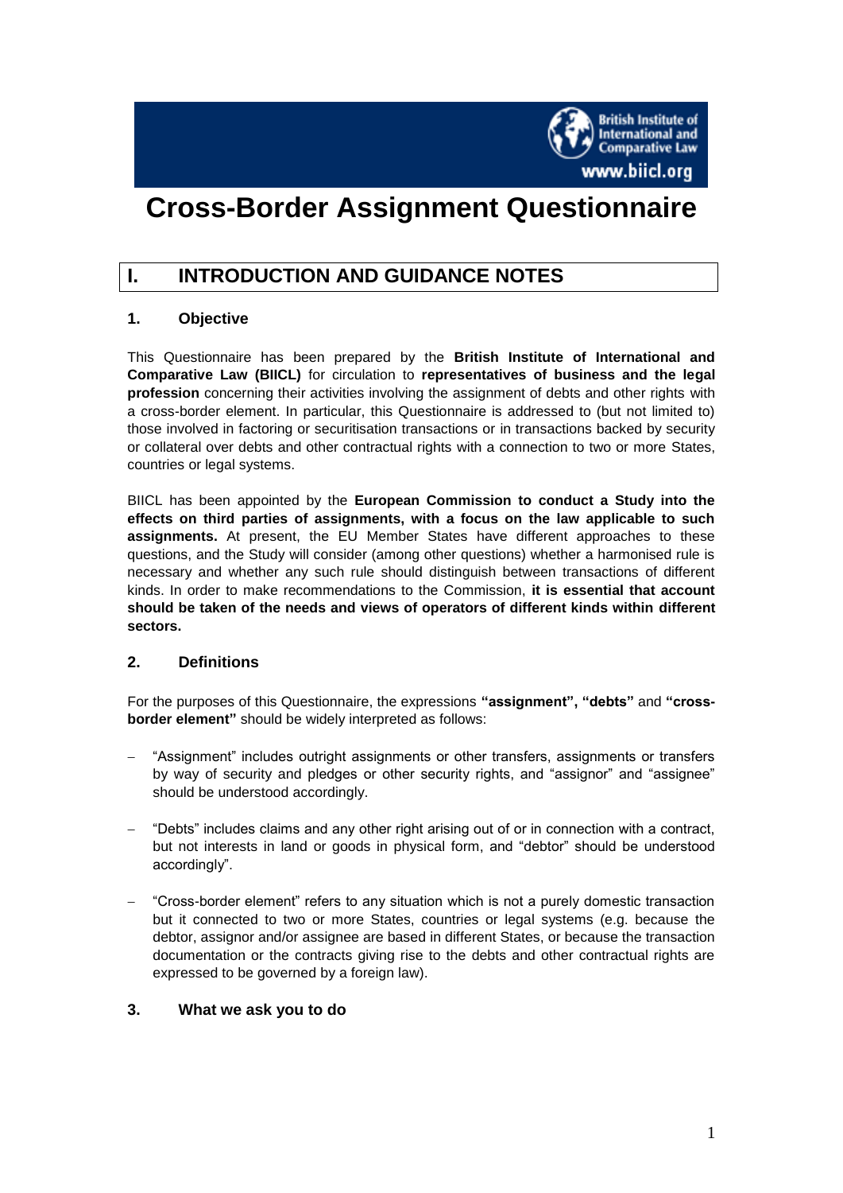# Cross-Border Assignment Questionnaire

## I. INTRODUCTION AND GUIDANCE NOTES

### 1. Objective

This Questionnaire has been prepared by the **British Institute of International and Comparative Law (BIICL)** for circulation to **representatives of business and the legal profession** concerning their activities involving the assignment of debts and other rights with a cross-border element. In particular, this Questionnaire is addressed to (but not limited to) those involved in factoring or securitisation transactions or in transactions backed by security or collateral over debts and other contractual rights with a connection to two or more States, countries or legal systems.

BIICL has been appointed by the **European Commission to conduct a Study into the effects on third parties of assignments, with a focus on the law applicable to such assignments.** At present, the EU Member States have different approaches to these questions, and the Study will consider (among other questions) whether a harmonised rule is necessary and whether any such rule should distinguish between transactions of different kinds. In order to make recommendations to the Commission, **it is essential that account should be taken of the needs and views of operators of different kinds within different sectors.**

### 2. Definitions

For the purposes of this Questionnaire, the expressions **"assignment", "debts"** and **"cross-border element"** should be widely interpreted as follows:

- "Assignment" includes outright assignments or other transfers, assignments or transfers by way of security and pledges or other security rights, and "assignor" and "assignee" should be understood accordingly.
- "Debts" includes claims and any other right arising out of or in connection with a contract, but not interests in land or goods in physical form, and "debtor" should be understood accordingly".
- "Cross-border element" refers to any situation which is not a purely domestic transaction but it connected to two or more States, countries or legal systems (e.g. because the debtor, assignor and/or assignee are based in different States, or because the transaction documentation or the contracts giving rise to the debts and other contractual rights are expressed to be governed by a foreign law).

### 3. What we ask you to do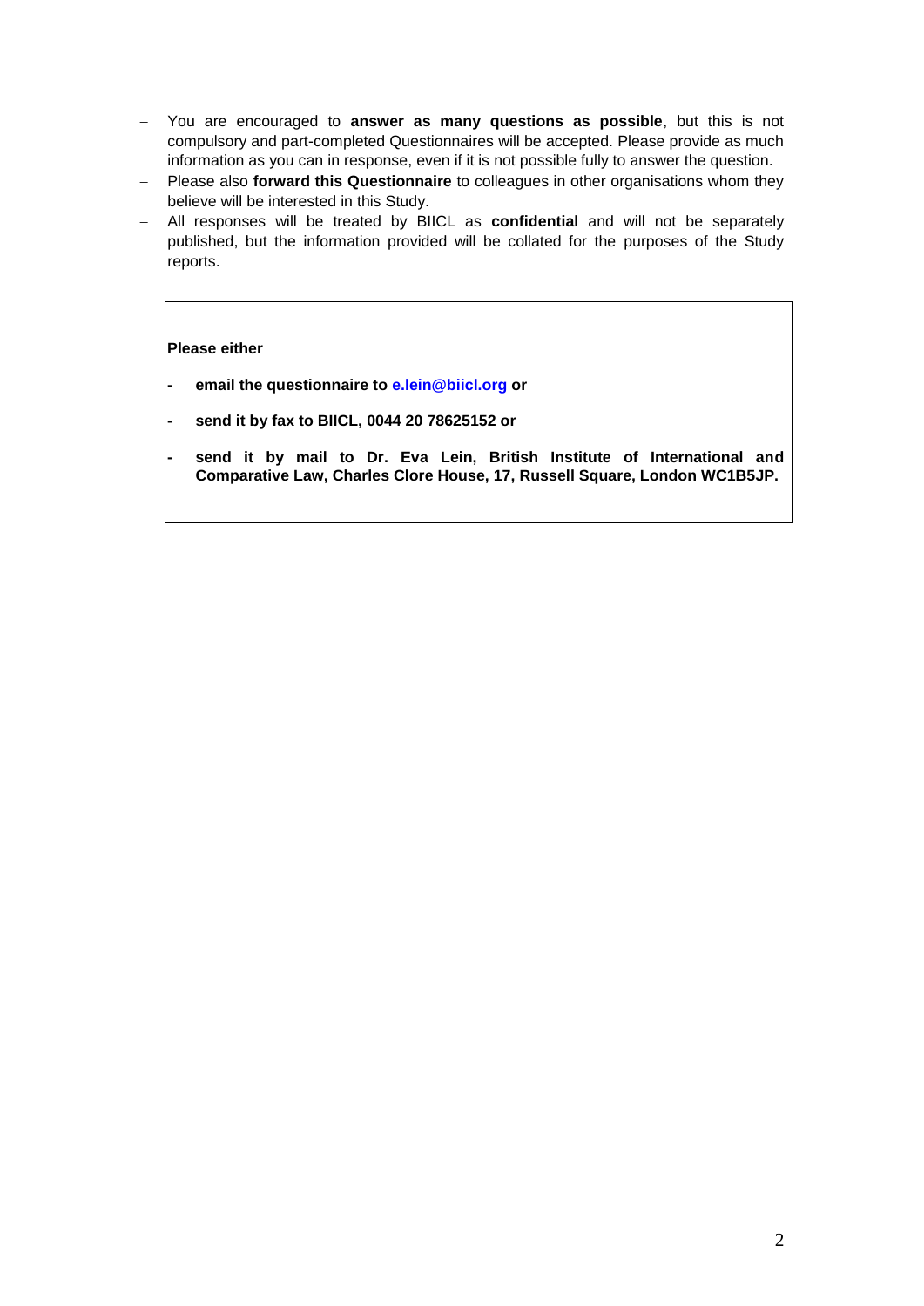- You are encouraged to **answer as many questions as possible**, but this is not compulsory and part-completed Questionnaires will be accepted. Please provide as much information as you can in response, even if it is not possible fully to answer the question.
- Please also **forward this Questionnaire** to colleagues in other organisations whom they believe will be interested in this Study.
- All responses will be treated by BIICL as **confidential** and will not be separately published, but the information provided will be collated for the purposes of the Study reports.

**Please either**

- **email the questionnaire to e.lein@biicl.org or**
- **send it by fax to BIICL, 0044 20 78625152 or**
- **send it by mail to Dr. Eva Lein, British Institute of International and Comparative Law, Charles Clore House, 17, Russell Square, London WC1B5JP.**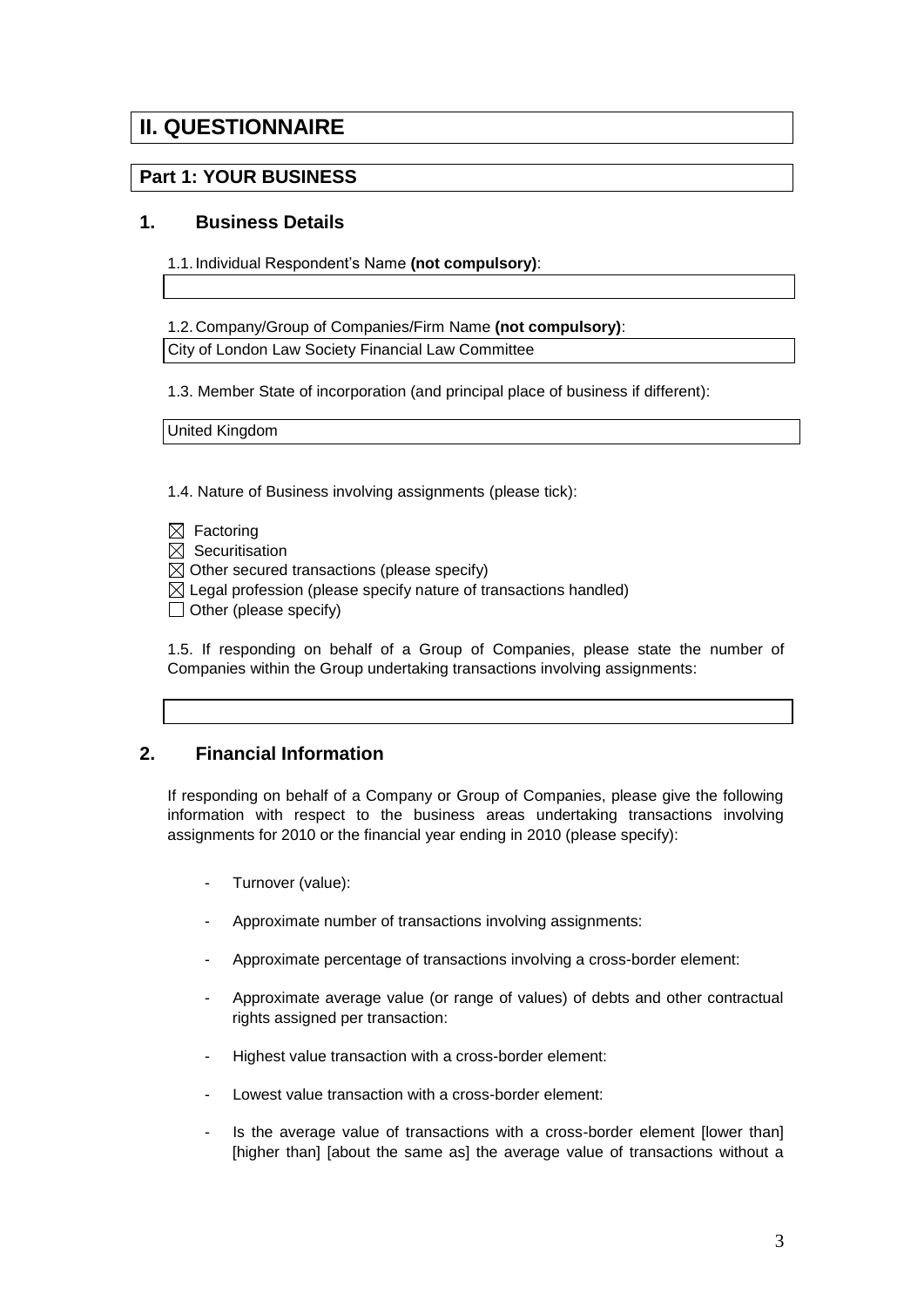# II. QUESTIONNAIRE

## Part 1: YOUR BUSINESS

### 1. Business Details

1.1. Individual Respondent's Name **(not compulsory)**:

1.2. Company/Group of Companies/Firm Name **(not compulsory)**:

City of London Law Society Financial Law Committee

1.3. Member State of incorporation (and principal place of business if different):

United Kingdom

1.4. Nature of Business involving assignments (please tick):

- ☒ Factoring
- ☒ Securitisation
- ☒ Other secured transactions (please specify)
- ☒ Legal profession (please specify nature of transactions handled)
- ☐ Other (please specify)

1.5. If responding on behalf of a Group of Companies, please state the number of Companies within the Group undertaking transactions involving assignments:

### 2. Financial Information

If responding on behalf of a Company or Group of Companies, please give the following information with respect to the business areas undertaking transactions involving assignments for 2010 or the financial year ending in 2010 (please specify):

- Turnover (value):
- Approximate number of transactions involving assignments:
- Approximate percentage of transactions involving a cross-border element:
- Approximate average value (or range of values) of debts and other contractual rights assigned per transaction:
- Highest value transaction with a cross-border element:
- Lowest value transaction with a cross-border element:
- Is the average value of transactions with a cross-border element [lower than] [higher than] [about the same as] the average value of transactions without a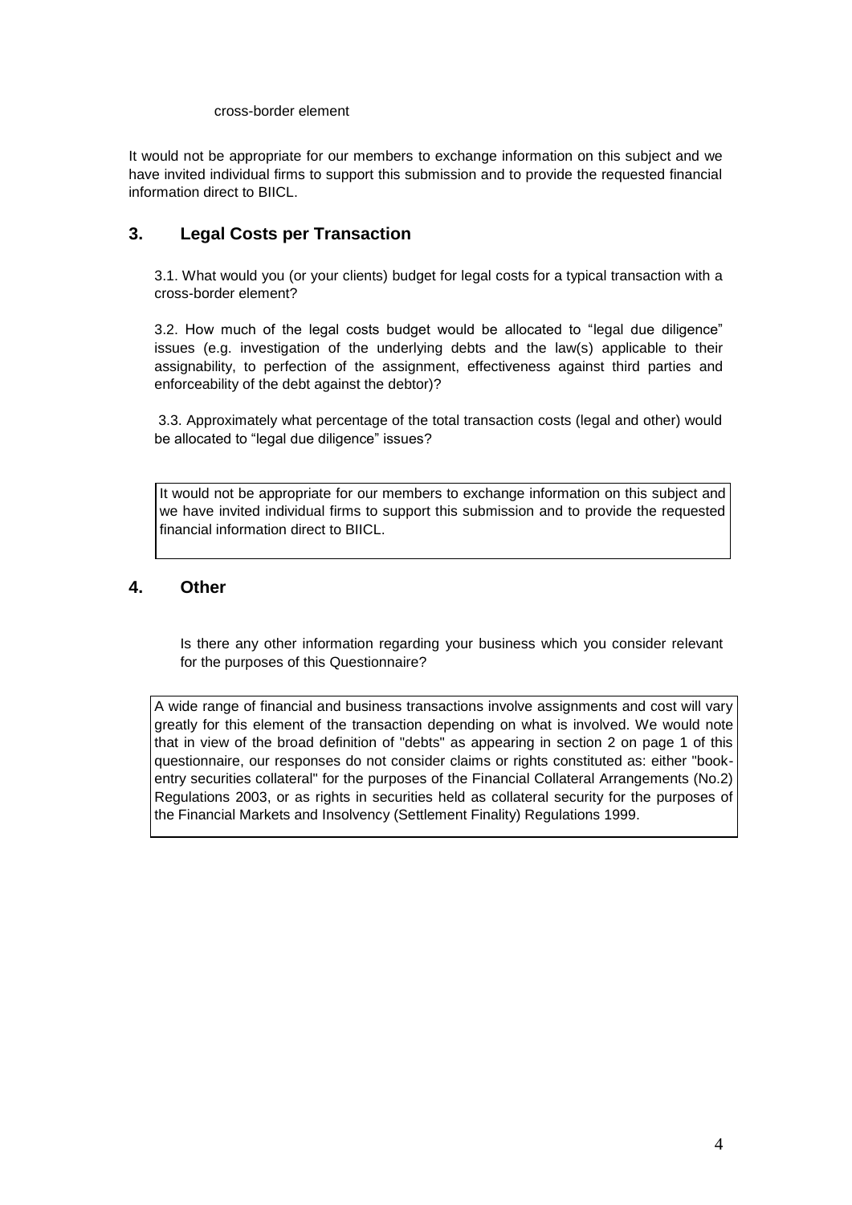cross-border element

It would not be appropriate for our members to exchange information on this subject and we have invited individual firms to support this submission and to provide the requested financial information direct to BIICL.

## 3. Legal Costs per Transaction

3.1. What would you (or your clients) budget for legal costs for a typical transaction with a cross-border element?

3.2. How much of the legal costs budget would be allocated to "legal due diligence" issues (e.g. investigation of the underlying debts and the law(s) applicable to their assignability, to perfection of the assignment, effectiveness against third parties and enforceability of the debt against the debtor)?

3.3. Approximately what percentage of the total transaction costs (legal and other) would be allocated to "legal due diligence" issues?

It would not be appropriate for our members to exchange information on this subject and we have invited individual firms to support this submission and to provide the requested financial information direct to BIICL.

## 4. Other

Is there any other information regarding your business which you consider relevant for the purposes of this Questionnaire?

A wide range of financial and business transactions involve assignments and cost will vary greatly for this element of the transaction depending on what is involved. We would note that in view of the broad definition of "debts" as appearing in section 2 on page 1 of this questionnaire, our responses do not consider claims or rights constituted as: either "book-entry securities collateral" for the purposes of the Financial Collateral Arrangements (No.2) Regulations 2003, or as rights in securities held as collateral security for the purposes of the Financial Markets and Insolvency (Settlement Finality) Regulations 1999.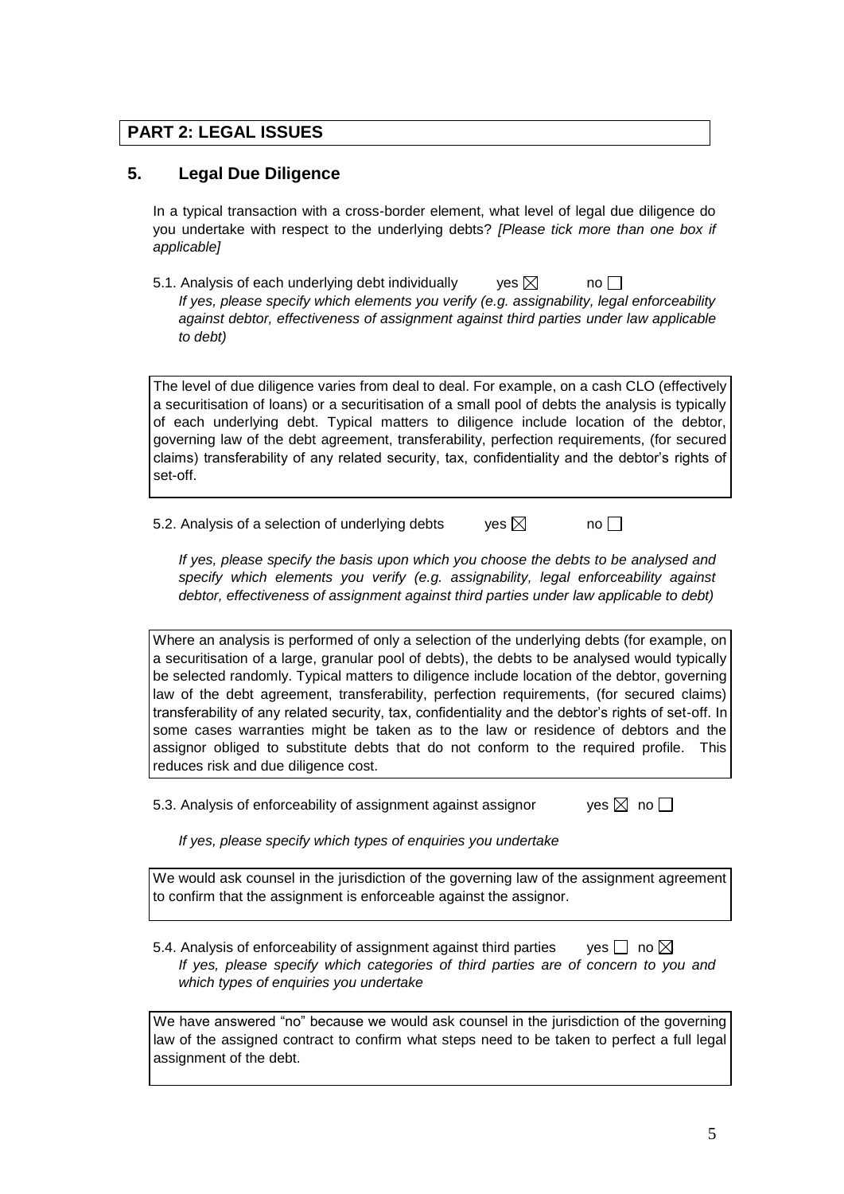## PART 2: LEGAL ISSUES

## 5. Legal Due Diligence

In a typical transaction with a cross-border element, what level of legal due diligence do you undertake with respect to the underlying debts? *[Please tick more than one box if applicable]*

5.1. Analysis of each underlying debt individually yes ☒ no ☐

*If yes, please specify which elements you verify (e.g. assignability, legal enforceability against debtor, effectiveness of assignment against third parties under law applicable to debt)*

The level of due diligence varies from deal to deal. For example, on a cash CLO (effectively a securitisation of loans) or a securitisation of a small pool of debts the analysis is typically of each underlying debt. Typical matters to diligence include location of the debtor, governing law of the debt agreement, transferability, perfection requirements, (for secured claims) transferability of any related security, tax, confidentiality and the debtor's rights of set-off.

5.2. Analysis of a selection of underlying debts yes ☒ no ☐

*If yes, please specify the basis upon which you choose the debts to be analysed and specify which elements you verify (e.g. assignability, legal enforceability against debtor, effectiveness of assignment against third parties under law applicable to debt)*

Where an analysis is performed of only a selection of the underlying debts (for example, on a securitisation of a large, granular pool of debts), the debts to be analysed would typically be selected randomly. Typical matters to diligence include location of the debtor, governing law of the debt agreement, transferability, perfection requirements, (for secured claims) transferability of any related security, tax, confidentiality and the debtor's rights of set-off. In some cases warranties might be taken as to the law or residence of debtors and the assignor obliged to substitute debts that do not conform to the required profile. This reduces risk and due diligence cost.

5.3. Analysis of enforceability of assignment against assignor yes ☒ no ☐

*If yes, please specify which types of enquiries you undertake*

We would ask counsel in the jurisdiction of the governing law of the assignment agreement to confirm that the assignment is enforceable against the assignor.

5.4. Analysis of enforceability of assignment against third parties yes ☐ no ☒

*If yes, please specify which categories of third parties are of concern to you and which types of enquiries you undertake*

We have answered "no" because we would ask counsel in the jurisdiction of the governing law of the assigned contract to confirm what steps need to be taken to perfect a full legal assignment of the debt.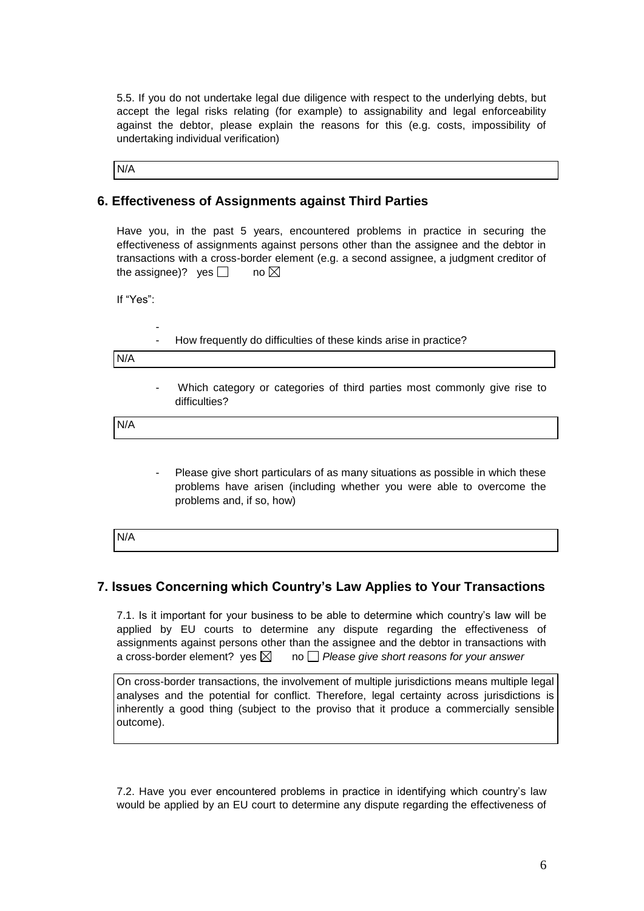5.5. If you do not undertake legal due diligence with respect to the underlying debts, but accept the legal risks relating (for example) to assignability and legal enforceability against the debtor, please explain the reasons for this (e.g. costs, impossibility of undertaking individual verification)

N/A

## 6. Effectiveness of Assignments against Third Parties

Have you, in the past 5 years, encountered problems in practice in securing the effectiveness of assignments against persons other than the assignee and the debtor in transactions with a cross-border element (e.g. a second assignee, a judgment creditor of the assignee)? yes ☐ no ☒

If "Yes":

-
- How frequently do difficulties of these kinds arise in practice?

N/A

- Which category or categories of third parties most commonly give rise to difficulties?

N/A

- Please give short particulars of as many situations as possible in which these problems have arisen (including whether you were able to overcome the problems and, if so, how)

N/A

## 7. Issues Concerning which Country's Law Applies to Your Transactions

7.1. Is it important for your business to be able to determine which country's law will be applied by EU courts to determine any dispute regarding the effectiveness of assignments against persons other than the assignee and the debtor in transactions with a cross-border element? yes ☒ no ☐ *Please give short reasons for your answer*

On cross-border transactions, the involvement of multiple jurisdictions means multiple legal analyses and the potential for conflict. Therefore, legal certainty across jurisdictions is inherently a good thing (subject to the proviso that it produce a commercially sensible outcome).

7.2. Have you ever encountered problems in practice in identifying which country's law would be applied by an EU court to determine any dispute regarding the effectiveness of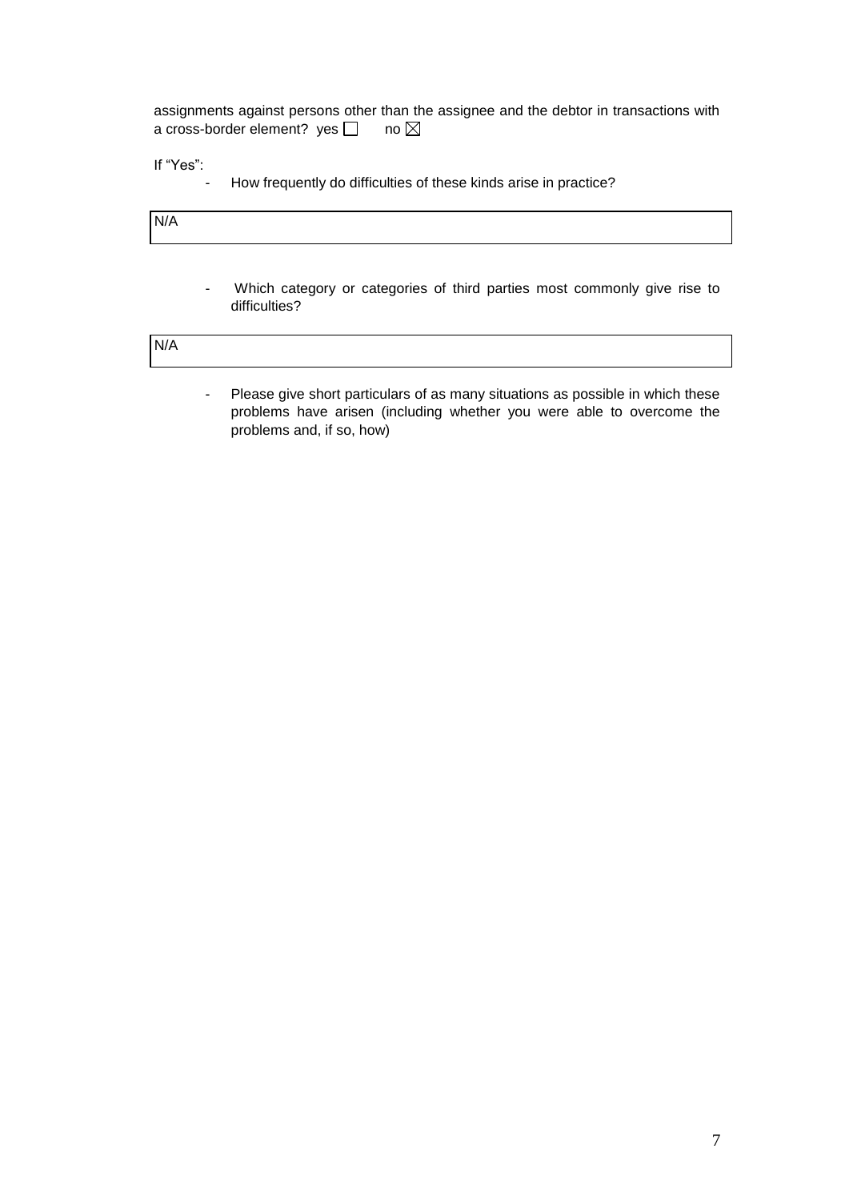assignments against persons other than the assignee and the debtor in transactions with a cross-border element? yes ☐ no ☒

If "Yes":

- How frequently do difficulties of these kinds arise in practice?

| N/A |
|---|

- Which category or categories of third parties most commonly give rise to difficulties?

| N/A |
|---|

- Please give short particulars of as many situations as possible in which these problems have arisen (including whether you were able to overcome the problems and, if so, how)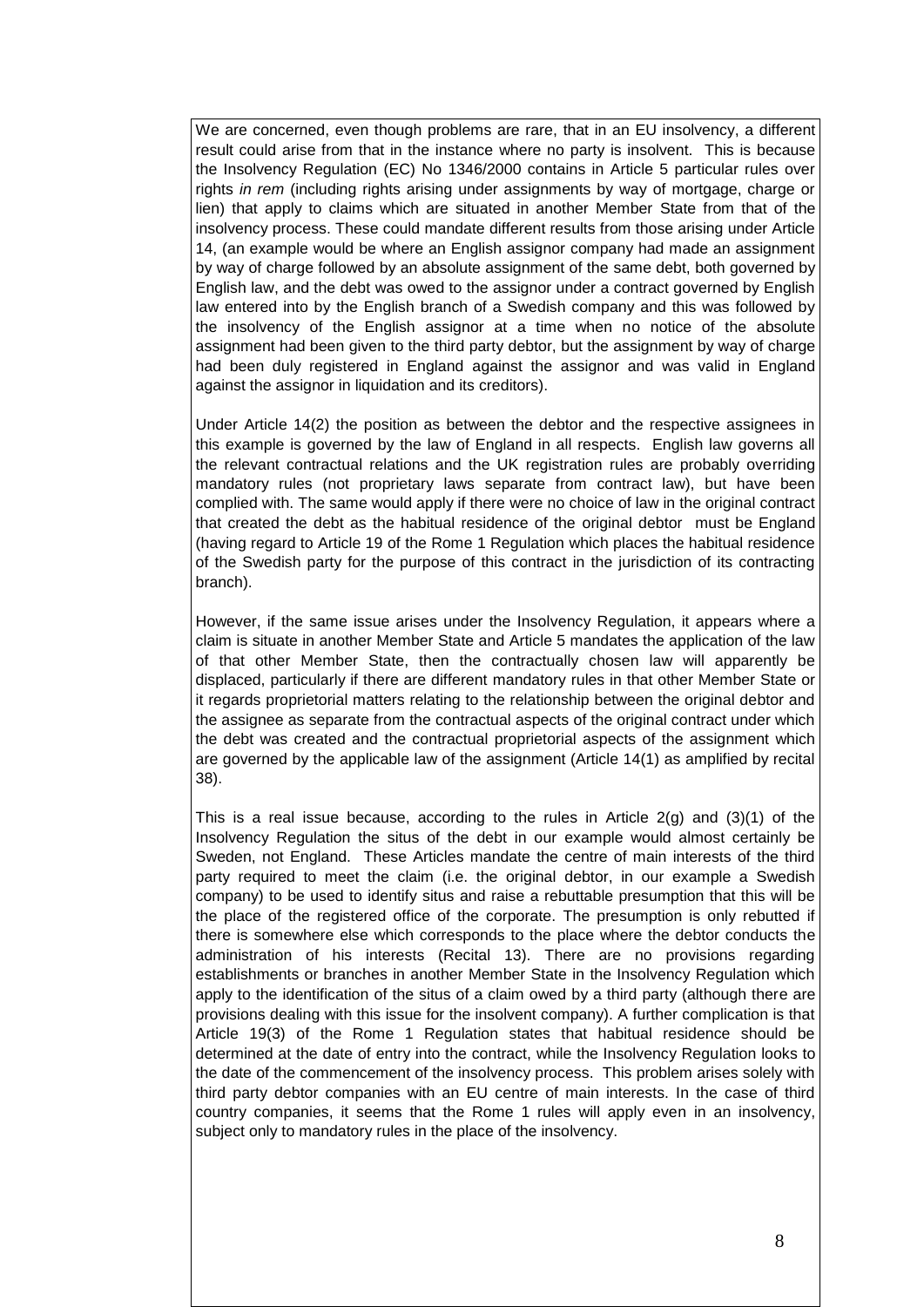We are concerned, even though problems are rare, that in an EU insolvency, a different result could arise from that in the instance where no party is insolvent. This is because the Insolvency Regulation (EC) No 1346/2000 contains in Article 5 particular rules over rights *in rem* (including rights arising under assignments by way of mortgage, charge or lien) that apply to claims which are situated in another Member State from that of the insolvency process. These could mandate different results from those arising under Article 14, (an example would be where an English assignor company had made an assignment by way of charge followed by an absolute assignment of the same debt, both governed by English law, and the debt was owed to the assignor under a contract governed by English law entered into by the English branch of a Swedish company and this was followed by the insolvency of the English assignor at a time when no notice of the absolute assignment had been given to the third party debtor, but the assignment by way of charge had been duly registered in England against the assignor and was valid in England against the assignor in liquidation and its creditors).

Under Article 14(2) the position as between the debtor and the respective assignees in this example is governed by the law of England in all respects. English law governs all the relevant contractual relations and the UK registration rules are probably overriding mandatory rules (not proprietary laws separate from contract law), but have been complied with. The same would apply if there were no choice of law in the original contract that created the debt as the habitual residence of the original debtor must be England (having regard to Article 19 of the Rome 1 Regulation which places the habitual residence of the Swedish party for the purpose of this contract in the jurisdiction of its contracting branch).

However, if the same issue arises under the Insolvency Regulation, it appears where a claim is situate in another Member State and Article 5 mandates the application of the law of that other Member State, then the contractually chosen law will apparently be displaced, particularly if there are different mandatory rules in that other Member State or it regards proprietorial matters relating to the relationship between the original debtor and the assignee as separate from the contractual aspects of the original contract under which the debt was created and the contractual proprietorial aspects of the assignment which are governed by the applicable law of the assignment (Article 14(1) as amplified by recital 38).

This is a real issue because, according to the rules in Article 2(g) and (3)(1) of the Insolvency Regulation the situs of the debt in our example would almost certainly be Sweden, not England. These Articles mandate the centre of main interests of the third party required to meet the claim (i.e. the original debtor, in our example a Swedish company) to be used to identify situs and raise a rebuttable presumption that this will be the place of the registered office of the corporate. The presumption is only rebutted if there is somewhere else which corresponds to the place where the debtor conducts the administration of his interests (Recital 13). There are no provisions regarding establishments or branches in another Member State in the Insolvency Regulation which apply to the identification of the situs of a claim owed by a third party (although there are provisions dealing with this issue for the insolvent company). A further complication is that Article 19(3) of the Rome 1 Regulation states that habitual residence should be determined at the date of entry into the contract, while the Insolvency Regulation looks to the date of the commencement of the insolvency process. This problem arises solely with third party debtor companies with an EU centre of main interests. In the case of third country companies, it seems that the Rome 1 rules will apply even in an insolvency, subject only to mandatory rules in the place of the insolvency.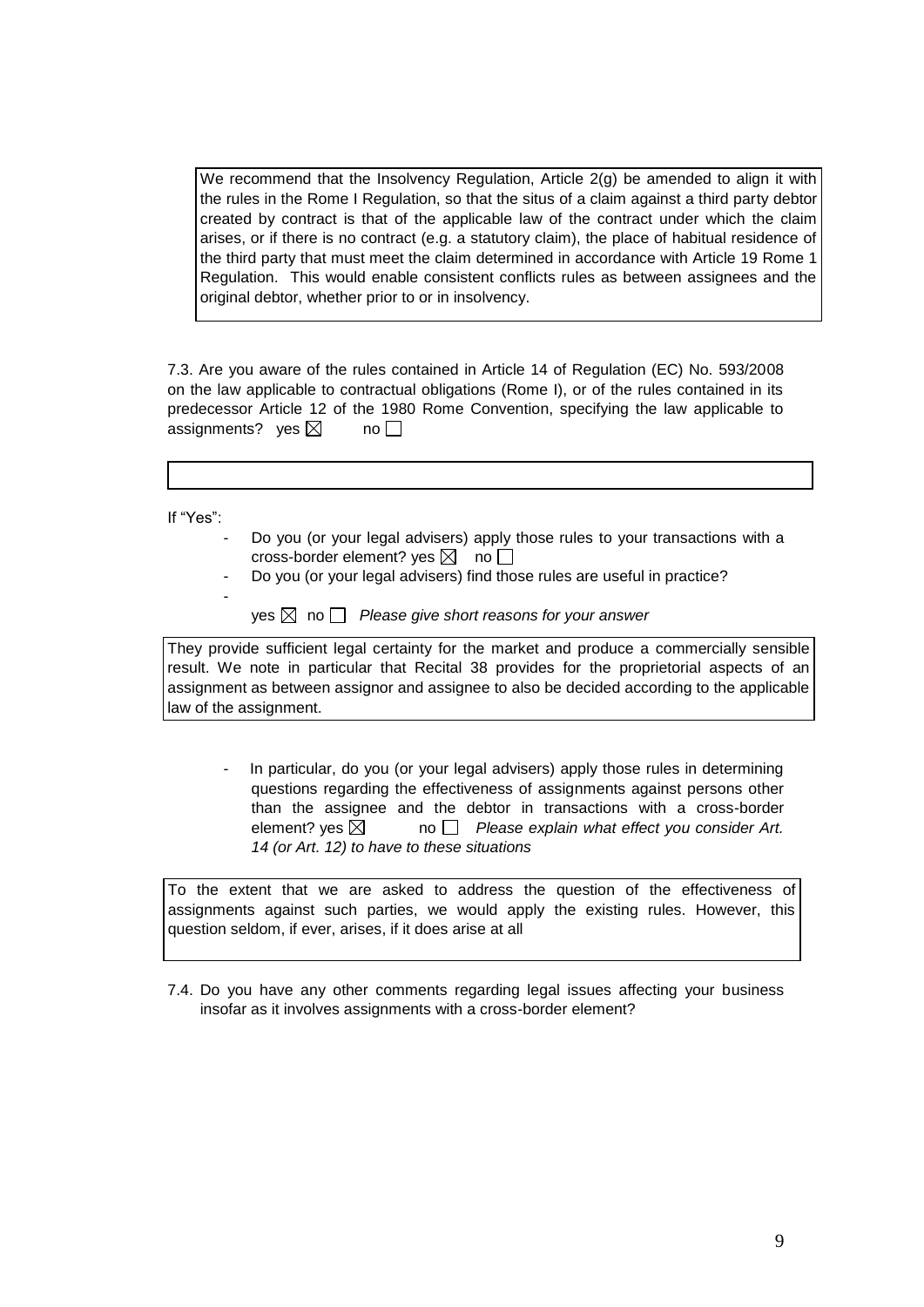We recommend that the Insolvency Regulation, Article 2(g) be amended to align it with the rules in the Rome I Regulation, so that the situs of a claim against a third party debtor created by contract is that of the applicable law of the contract under which the claim arises, or if there is no contract (e.g. a statutory claim), the place of habitual residence of the third party that must meet the claim determined in accordance with Article 19 Rome 1 Regulation. This would enable consistent conflicts rules as between assignees and the original debtor, whether prior to or in insolvency.

7.3. Are you aware of the rules contained in Article 14 of Regulation (EC) No. 593/2008 on the law applicable to contractual obligations (Rome I), or of the rules contained in its predecessor Article 12 of the 1980 Rome Convention, specifying the law applicable to assignments? yes ☒ no ☐

If "Yes":

- Do you (or your legal advisers) apply those rules to your transactions with a cross-border element? yes ☒ no ☐
- Do you (or your legal advisers) find those rules are useful in practice?
- yes ☒ no ☐ *Please give short reasons for your answer*

They provide sufficient legal certainty for the market and produce a commercially sensible result. We note in particular that Recital 38 provides for the proprietorial aspects of an assignment as between assignor and assignee to also be decided according to the applicable law of the assignment.

- In particular, do you (or your legal advisers) apply those rules in determining questions regarding the effectiveness of assignments against persons other than the assignee and the debtor in transactions with a cross-border element? yes ☒ no ☐ *Please explain what effect you consider Art. 14 (or Art. 12) to have to these situations*

To the extent that we are asked to address the question of the effectiveness of assignments against such parties, we would apply the existing rules. However, this question seldom, if ever, arises, if it does arise at all

7.4. Do you have any other comments regarding legal issues affecting your business insofar as it involves assignments with a cross-border element?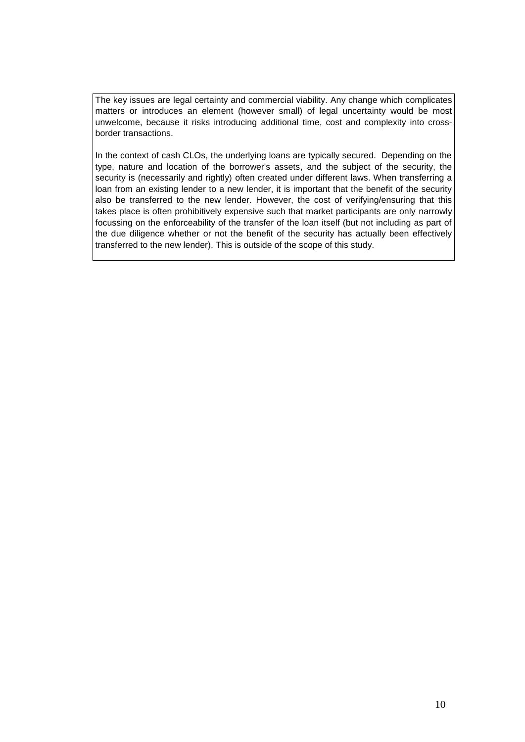The key issues are legal certainty and commercial viability. Any change which complicates matters or introduces an element (however small) of legal uncertainty would be most unwelcome, because it risks introducing additional time, cost and complexity into cross-border transactions.

In the context of cash CLOs, the underlying loans are typically secured. Depending on the type, nature and location of the borrower's assets, and the subject of the security, the security is (necessarily and rightly) often created under different laws. When transferring a loan from an existing lender to a new lender, it is important that the benefit of the security also be transferred to the new lender. However, the cost of verifying/ensuring that this takes place is often prohibitively expensive such that market participants are only narrowly focussing on the enforceability of the transfer of the loan itself (but not including as part of the due diligence whether or not the benefit of the security has actually been effectively transferred to the new lender). This is outside of the scope of this study.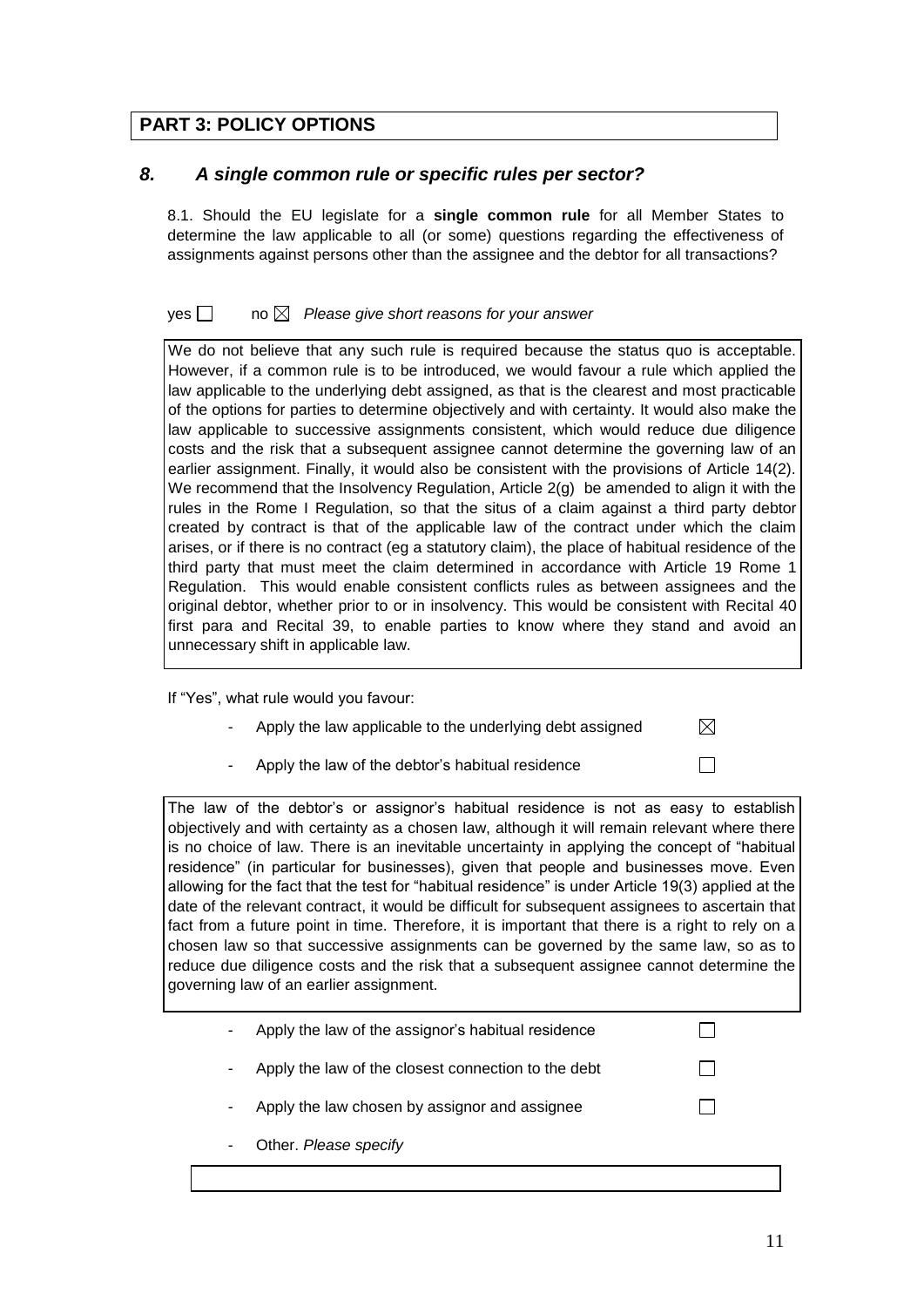## PART 3: POLICY OPTIONS

### *8. A single common rule or specific rules per sector?*

8.1. Should the EU legislate for a **single common rule** for all Member States to determine the law applicable to all (or some) questions regarding the effectiveness of assignments against persons other than the assignee and the debtor for all transactions?

yes ☐ no ☒ *Please give short reasons for your answer*

We do not believe that any such rule is required because the status quo is acceptable. However, if a common rule is to be introduced, we would favour a rule which applied the law applicable to the underlying debt assigned, as that is the clearest and most practicable of the options for parties to determine objectively and with certainty. It would also make the law applicable to successive assignments consistent, which would reduce due diligence costs and the risk that a subsequent assignee cannot determine the governing law of an earlier assignment. Finally, it would also be consistent with the provisions of Article 14(2). We recommend that the Insolvency Regulation, Article 2(g) be amended to align it with the rules in the Rome I Regulation, so that the situs of a claim against a third party debtor created by contract is that of the applicable law of the contract under which the claim arises, or if there is no contract (eg a statutory claim), the place of habitual residence of the third party that must meet the claim determined in accordance with Article 19 Rome 1 Regulation. This would enable consistent conflicts rules as between assignees and the original debtor, whether prior to or in insolvency. This would be consistent with Recital 40 first para and Recital 39, to enable parties to know where they stand and avoid an unnecessary shift in applicable law.

If "Yes", what rule would you favour:

- Apply the law applicable to the underlying debt assigned ☒
- Apply the law of the debtor's habitual residence ☐

The law of the debtor's or assignor's habitual residence is not as easy to establish objectively and with certainty as a chosen law, although it will remain relevant where there is no choice of law. There is an inevitable uncertainty in applying the concept of "habitual residence" (in particular for businesses), given that people and businesses move. Even allowing for the fact that the test for "habitual residence" is under Article 19(3) applied at the date of the relevant contract, it would be difficult for subsequent assignees to ascertain that fact from a future point in time. Therefore, it is important that there is a right to rely on a chosen law so that successive assignments can be governed by the same law, so as to reduce due diligence costs and the risk that a subsequent assignee cannot determine the governing law of an earlier assignment.

- Apply the law of the assignor's habitual residence ☐
- Apply the law of the closest connection to the debt ☐
- Apply the law chosen by assignor and assignee ☐
- Other. *Please specify*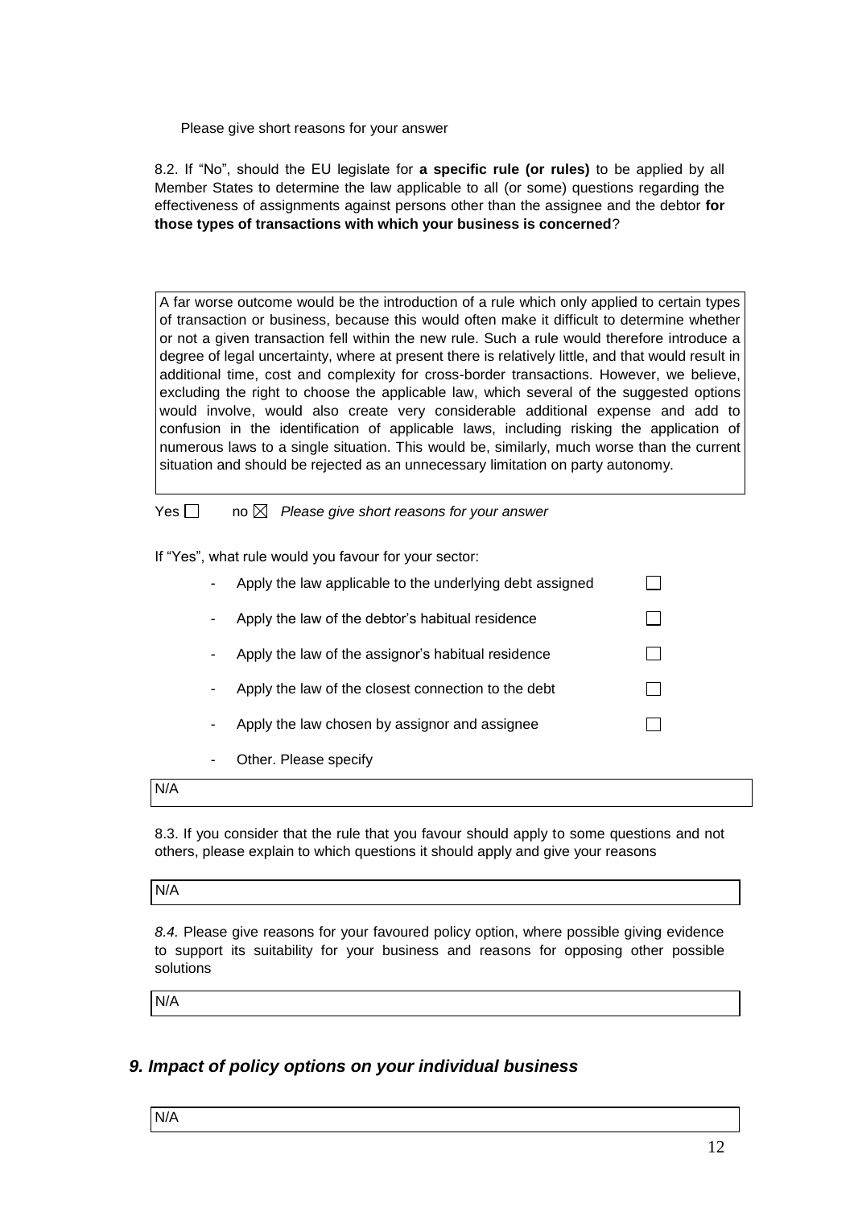Please give short reasons for your answer

8.2. If "No", should the EU legislate for **a specific rule (or rules)** to be applied by all Member States to determine the law applicable to all (or some) questions regarding the effectiveness of assignments against persons other than the assignee and the debtor **for those types of transactions with which your business is concerned**?

| A far worse outcome would be the introduction of a rule which only applied to certain types of transaction or business, because this would often make it difficult to determine whether or not a given transaction fell within the new rule. Such a rule would therefore introduce a degree of legal uncertainty, where at present there is relatively little, and that would result in additional time, cost and complexity for cross-border transactions. However, we believe, excluding the right to choose the applicable law, which several of the suggested options would involve, would also create very considerable additional expense and add to confusion in the identification of applicable laws, including risking the application of numerous laws to a single situation. This would be, similarly, much worse than the current situation and should be rejected as an unnecessary limitation on party autonomy. |
|---|

Yes ☐ no ☒ *Please give short reasons for your answer*

If "Yes", what rule would you favour for your sector:

- Apply the law applicable to the underlying debt assigned ☐
- Apply the law of the debtor's habitual residence ☐
- Apply the law of the assignor's habitual residence ☐
- Apply the law of the closest connection to the debt ☐
- Apply the law chosen by assignor and assignee ☐
- Other. Please specify

| N/A |
|---|

8.3. If you consider that the rule that you favour should apply to some questions and not others, please explain to which questions it should apply and give your reasons

| N/A |
|---|

*8.4.* Please give reasons for your favoured policy option, where possible giving evidence to support its suitability for your business and reasons for opposing other possible solutions

| N/A |
|---|

## *9. Impact of policy options on your individual business*

| N/A |
|---|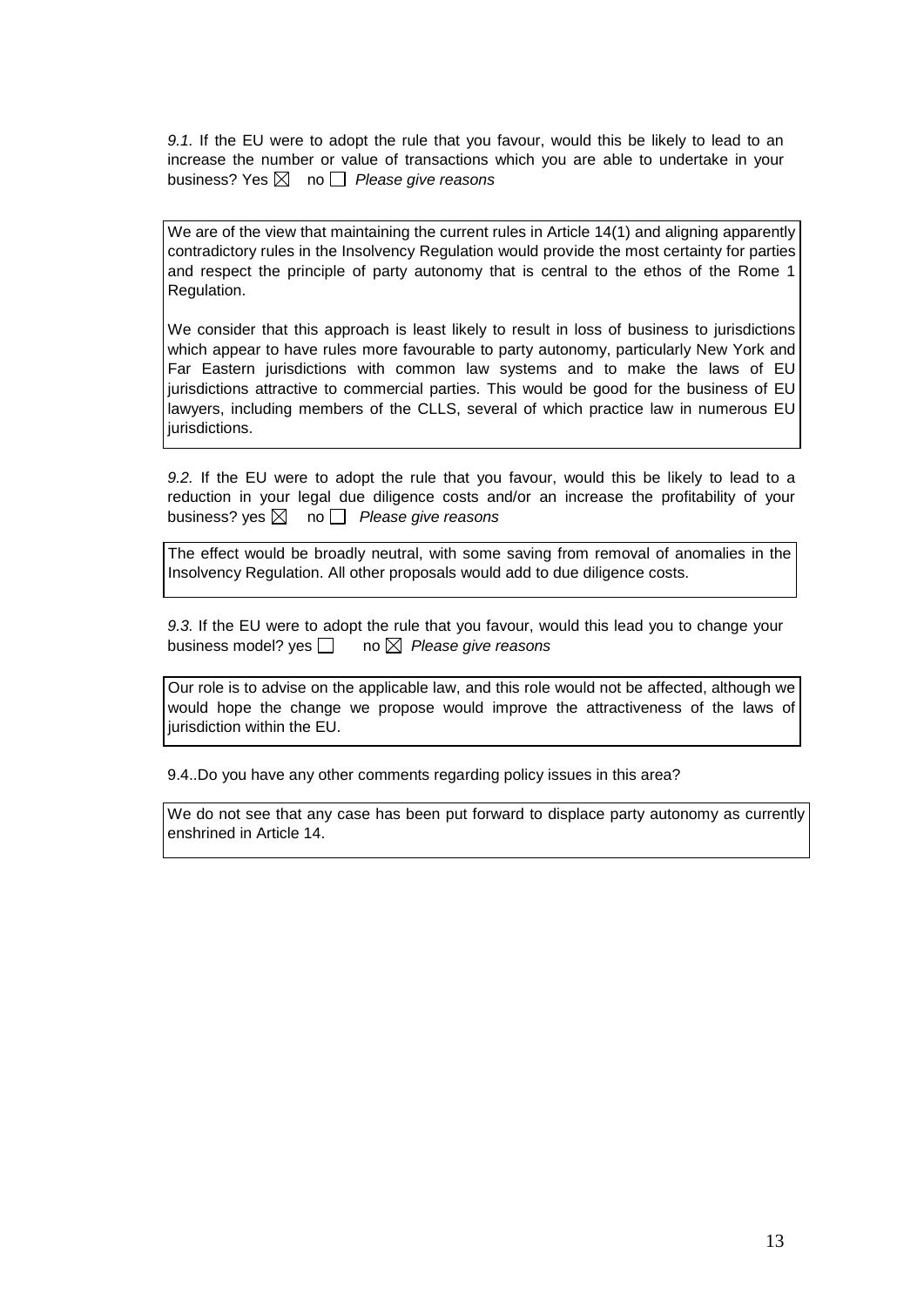*9.1.* If the EU were to adopt the rule that you favour, would this be likely to lead to an increase the number or value of transactions which you are able to undertake in your business? Yes ☒ no ☐ *Please give reasons*

We are of the view that maintaining the current rules in Article 14(1) and aligning apparently contradictory rules in the Insolvency Regulation would provide the most certainty for parties and respect the principle of party autonomy that is central to the ethos of the Rome 1 Regulation.

We consider that this approach is least likely to result in loss of business to jurisdictions which appear to have rules more favourable to party autonomy, particularly New York and Far Eastern jurisdictions with common law systems and to make the laws of EU jurisdictions attractive to commercial parties. This would be good for the business of EU lawyers, including members of the CLLS, several of which practice law in numerous EU jurisdictions.

*9.2.* If the EU were to adopt the rule that you favour, would this be likely to lead to a reduction in your legal due diligence costs and/or an increase the profitability of your business? yes ☒ no ☐ *Please give reasons*

The effect would be broadly neutral, with some saving from removal of anomalies in the Insolvency Regulation. All other proposals would add to due diligence costs.

*9.3.* If the EU were to adopt the rule that you favour, would this lead you to change your business model? yes ☐ no ☒ *Please give reasons*

Our role is to advise on the applicable law, and this role would not be affected, although we would hope the change we propose would improve the attractiveness of the laws of jurisdiction within the EU.

9.4..Do you have any other comments regarding policy issues in this area?

We do not see that any case has been put forward to displace party autonomy as currently enshrined in Article 14.